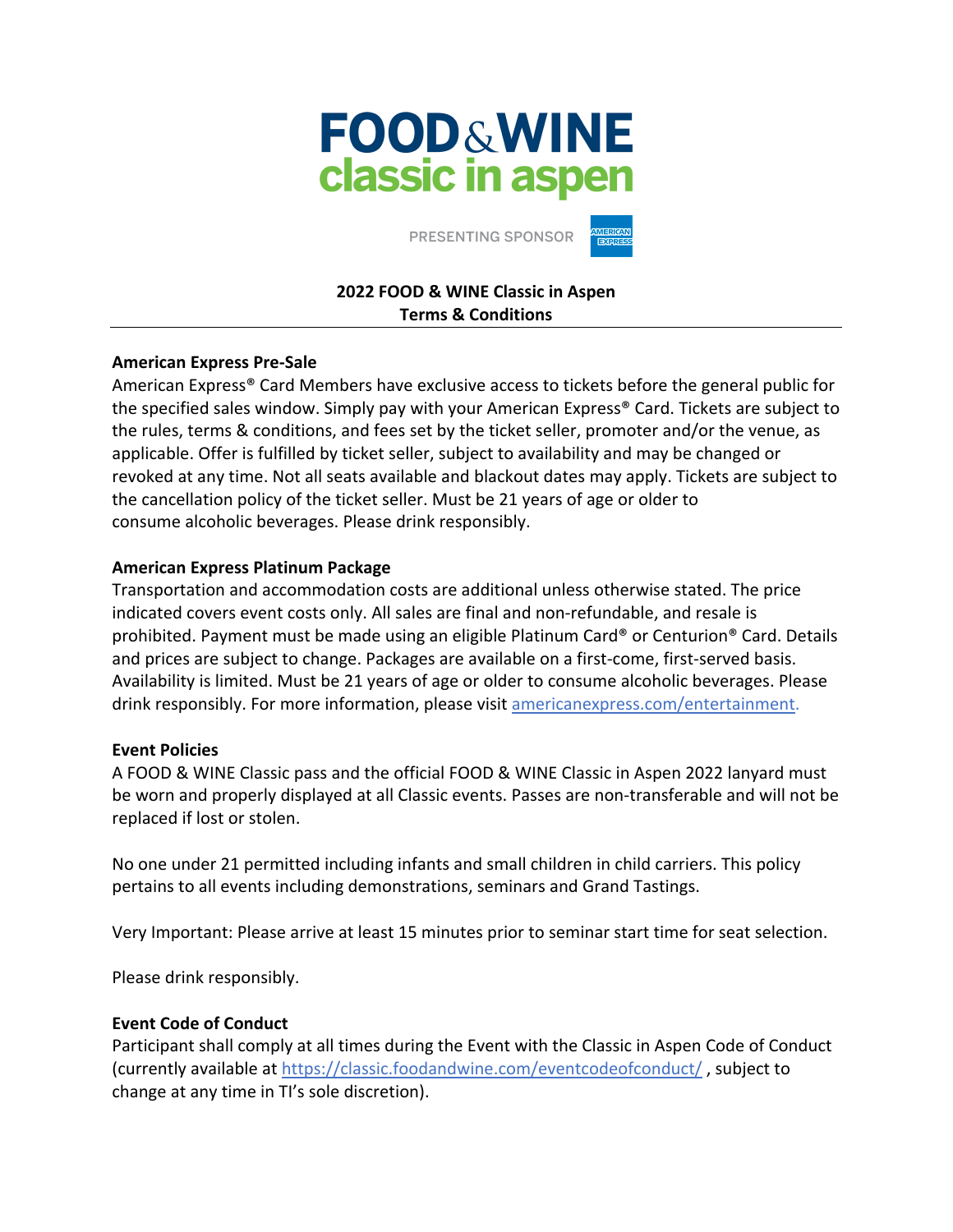FOOD & WINE
classic in aspen

PRESENTING SPONSOR AMERICAN EXPRESS

# 2022 FOOD & WINE Classic in Aspen
# Terms & Conditions

### American Express Pre-Sale

American Express® Card Members have exclusive access to tickets before the general public for the specified sales window. Simply pay with your American Express® Card. Tickets are subject to the rules, terms & conditions, and fees set by the ticket seller, promoter and/or the venue, as applicable. Offer is fulfilled by ticket seller, subject to availability and may be changed or revoked at any time. Not all seats available and blackout dates may apply. Tickets are subject to the cancellation policy of the ticket seller. Must be 21 years of age or older to consume alcoholic beverages. Please drink responsibly.

### American Express Platinum Package

Transportation and accommodation costs are additional unless otherwise stated. The price indicated covers event costs only. All sales are final and non-refundable, and resale is prohibited. Payment must be made using an eligible Platinum Card® or Centurion® Card. Details and prices are subject to change. Packages are available on a first-come, first-served basis. Availability is limited. Must be 21 years of age or older to consume alcoholic beverages. Please drink responsibly. For more information, please visit [americanexpress.com/entertainment.](https://americanexpress.com/entertainment)

### Event Policies

A FOOD & WINE Classic pass and the official FOOD & WINE Classic in Aspen 2022 lanyard must be worn and properly displayed at all Classic events. Passes are non-transferable and will not be replaced if lost or stolen.

No one under 21 permitted including infants and small children in child carriers. This policy pertains to all events including demonstrations, seminars and Grand Tastings.

Very Important: Please arrive at least 15 minutes prior to seminar start time for seat selection.

Please drink responsibly.

### Event Code of Conduct

Participant shall comply at all times during the Event with the Classic in Aspen Code of Conduct (currently available at [https://classic.foodandwine.com/eventcodeofconduct/](https://classic.foodandwine.com/eventcodeofconduct/) , subject to change at any time in TI's sole discretion).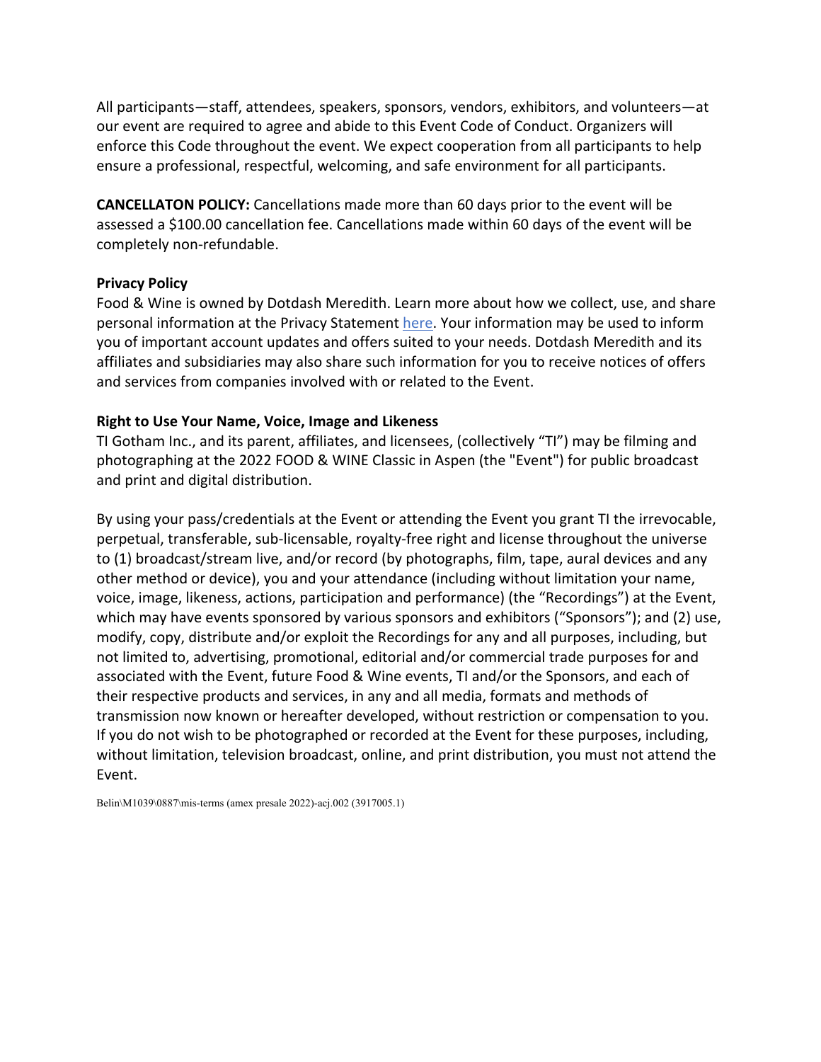All participants—staff, attendees, speakers, sponsors, vendors, exhibitors, and volunteers—at our event are required to agree and abide to this Event Code of Conduct. Organizers will enforce this Code throughout the event. We expect cooperation from all participants to help ensure a professional, respectful, welcoming, and safe environment for all participants.

**CANCELLATON POLICY:** Cancellations made more than 60 days prior to the event will be assessed a $100.00 cancellation fee. Cancellations made within 60 days of the event will be completely non-refundable.

**Privacy Policy**

Food & Wine is owned by Dotdash Meredith. Learn more about how we collect, use, and share personal information at the Privacy Statement here. Your information may be used to inform you of important account updates and offers suited to your needs. Dotdash Meredith and its affiliates and subsidiaries may also share such information for you to receive notices of offers and services from companies involved with or related to the Event.

**Right to Use Your Name, Voice, Image and Likeness**

TI Gotham Inc., and its parent, affiliates, and licensees, (collectively "TI") may be filming and photographing at the 2022 FOOD & WINE Classic in Aspen (the "Event") for public broadcast and print and digital distribution.

By using your pass/credentials at the Event or attending the Event you grant TI the irrevocable, perpetual, transferable, sub-licensable, royalty-free right and license throughout the universe to (1) broadcast/stream live, and/or record (by photographs, film, tape, aural devices and any other method or device), you and your attendance (including without limitation your name, voice, image, likeness, actions, participation and performance) (the "Recordings") at the Event, which may have events sponsored by various sponsors and exhibitors ("Sponsors"); and (2) use, modify, copy, distribute and/or exploit the Recordings for any and all purposes, including, but not limited to, advertising, promotional, editorial and/or commercial trade purposes for and associated with the Event, future Food & Wine events, TI and/or the Sponsors, and each of their respective products and services, in any and all media, formats and methods of transmission now known or hereafter developed, without restriction or compensation to you. If you do not wish to be photographed or recorded at the Event for these purposes, including, without limitation, television broadcast, online, and print distribution, you must not attend the Event.

Belin\M1039\0887\mis-terms (amex presale 2022)-acj.002 (3917005.1)